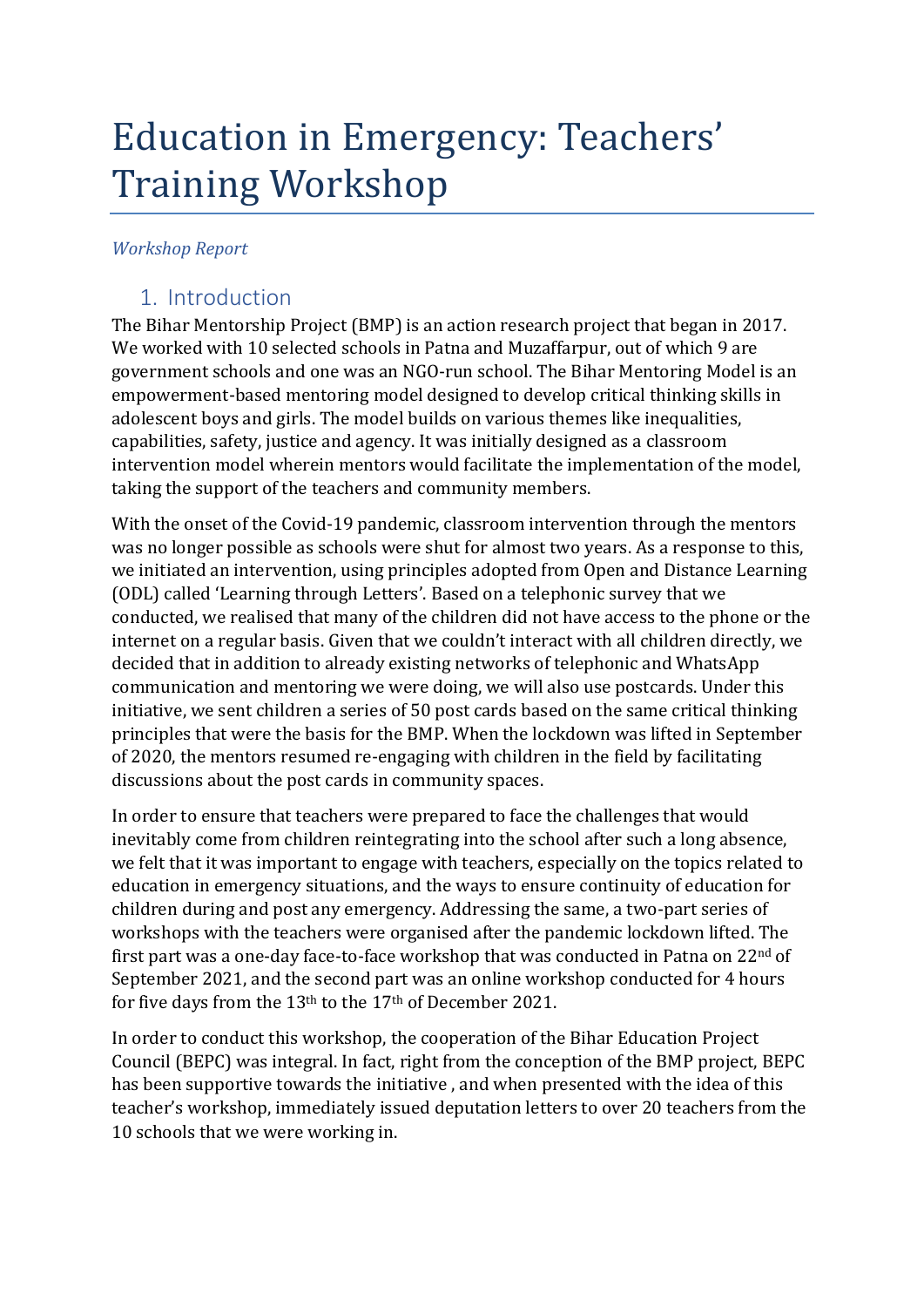# Education in Emergency: Teachers' Training Workshop

*Workshop Report*

## 1. Introduction

The Bihar Mentorship Project (BMP) is an action research project that began in 2017. We worked with 10 selected schools in Patna and Muzaffarpur, out of which 9 are government schools and one was an NGO-run school. The Bihar Mentoring Model is an empowerment-based mentoring model designed to develop critical thinking skills in adolescent boys and girls. The model builds on various themes like inequalities, capabilities, safety, justice and agency. It was initially designed as a classroom intervention model wherein mentors would facilitate the implementation of the model, taking the support of the teachers and community members.

With the onset of the Covid-19 pandemic, classroom intervention through the mentors was no longer possible as schools were shut for almost two years. As a response to this, we initiated an intervention, using principles adopted from Open and Distance Learning (ODL) called 'Learning through Letters'. Based on a telephonic survey that we conducted, we realised that many of the children did not have access to the phone or the internet on a regular basis. Given that we couldn't interact with all children directly, we decided that in addition to already existing networks of telephonic and WhatsApp communication and mentoring we were doing, we will also use postcards. Under this initiative, we sent children a series of 50 post cards based on the same critical thinking principles that were the basis for the BMP. When the lockdown was lifted in September of 2020, the mentors resumed re-engaging with children in the field by facilitating discussions about the post cards in community spaces.

In order to ensure that teachers were prepared to face the challenges that would inevitably come from children reintegrating into the school after such a long absence, we felt that it was important to engage with teachers, especially on the topics related to education in emergency situations, and the ways to ensure continuity of education for children during and post any emergency. Addressing the same, a two-part series of workshops with the teachers were organised after the pandemic lockdown lifted. The first part was a one-day face-to-face workshop that was conducted in Patna on 22nd of September 2021, and the second part was an online workshop conducted for 4 hours for five days from the 13th to the 17th of December 2021.

In order to conduct this workshop, the cooperation of the Bihar Education Project Council (BEPC) was integral. In fact, right from the conception of the BMP project, BEPC has been supportive towards the initiative , and when presented with the idea of this teacher's workshop, immediately issued deputation letters to over 20 teachers from the 10 schools that we were working in.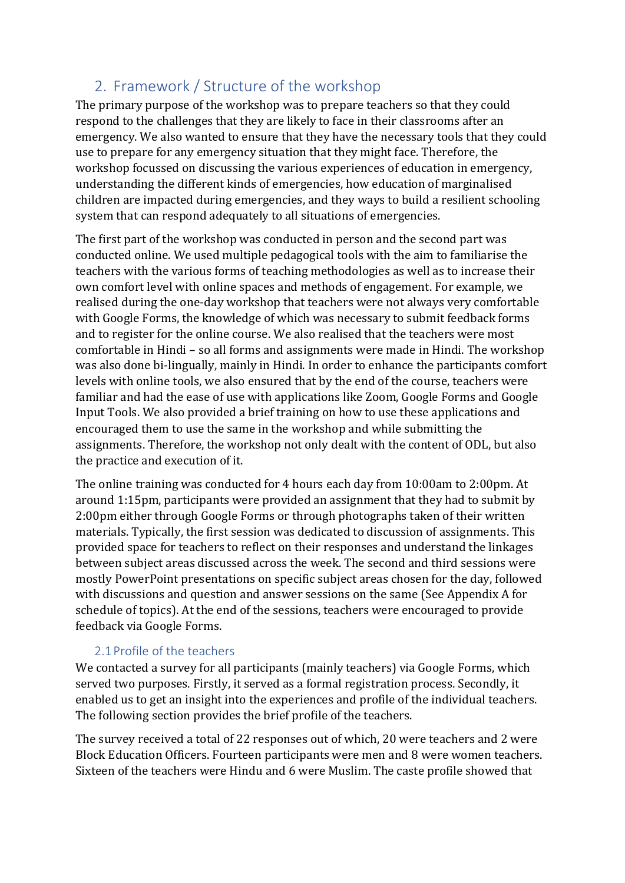## 2. Framework / Structure of the workshop

The primary purpose of the workshop was to prepare teachers so that they could respond to the challenges that they are likely to face in their classrooms after an emergency. We also wanted to ensure that they have the necessary tools that they could use to prepare for any emergency situation that they might face. Therefore, the workshop focussed on discussing the various experiences of education in emergency, understanding the different kinds of emergencies, how education of marginalised children are impacted during emergencies, and they ways to build a resilient schooling system that can respond adequately to all situations of emergencies.

The first part of the workshop was conducted in person and the second part was conducted online. We used multiple pedagogical tools with the aim to familiarise the teachers with the various forms of teaching methodologies as well as to increase their own comfort level with online spaces and methods of engagement. For example, we realised during the one-day workshop that teachers were not always very comfortable with Google Forms, the knowledge of which was necessary to submit feedback forms and to register for the online course. We also realised that the teachers were most comfortable in Hindi – so all forms and assignments were made in Hindi. The workshop was also done bi-lingually, mainly in Hindi. In order to enhance the participants comfort levels with online tools, we also ensured that by the end of the course, teachers were familiar and had the ease of use with applications like Zoom, Google Forms and Google Input Tools. We also provided a brief training on how to use these applications and encouraged them to use the same in the workshop and while submitting the assignments. Therefore, the workshop not only dealt with the content of ODL, but also the practice and execution of it.

The online training was conducted for 4 hours each day from 10:00am to 2:00pm. At around 1:15pm, participants were provided an assignment that they had to submit by 2:00pm either through Google Forms or through photographs taken of their written materials. Typically, the first session was dedicated to discussion of assignments. This provided space for teachers to reflect on their responses and understand the linkages between subject areas discussed across the week. The second and third sessions were mostly PowerPoint presentations on specific subject areas chosen for the day, followed with discussions and question and answer sessions on the same (See Appendix A for schedule of topics). At the end of the sessions, teachers were encouraged to provide feedback via Google Forms.

### 2.1 Profile of the teachers

We contacted a survey for all participants (mainly teachers) via Google Forms, which served two purposes. Firstly, it served as a formal registration process. Secondly, it enabled us to get an insight into the experiences and profile of the individual teachers. The following section provides the brief profile of the teachers.

The survey received a total of 22 responses out of which, 20 were teachers and 2 were Block Education Officers. Fourteen participants were men and 8 were women teachers. Sixteen of the teachers were Hindu and 6 were Muslim. The caste profile showed that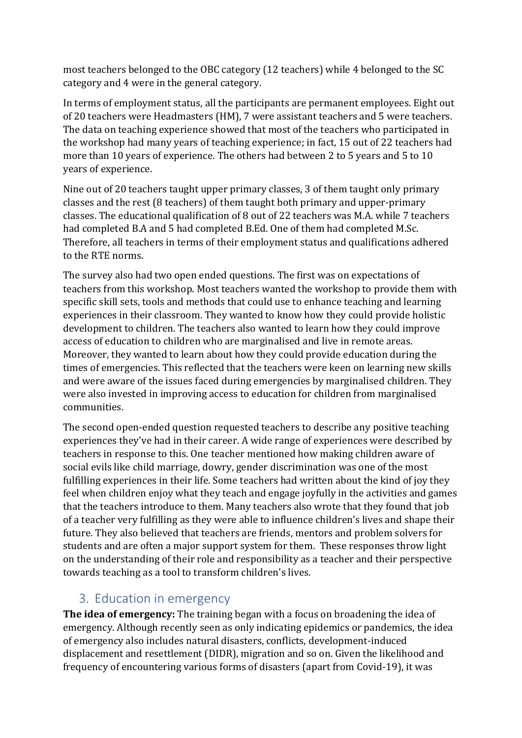most teachers belonged to the OBC category (12 teachers) while 4 belonged to the SC category and 4 were in the general category.

In terms of employment status, all the participants are permanent employees. Eight out of 20 teachers were Headmasters (HM), 7 were assistant teachers and 5 were teachers. The data on teaching experience showed that most of the teachers who participated in the workshop had many years of teaching experience; in fact, 15 out of 22 teachers had more than 10 years of experience. The others had between 2 to 5 years and 5 to 10 years of experience.

Nine out of 20 teachers taught upper primary classes, 3 of them taught only primary classes and the rest (8 teachers) of them taught both primary and upper-primary classes. The educational qualification of 8 out of 22 teachers was M.A. while 7 teachers had completed B.A and 5 had completed B.Ed. One of them had completed M.Sc. Therefore, all teachers in terms of their employment status and qualifications adhered to the RTE norms.

The survey also had two open ended questions. The first was on expectations of teachers from this workshop. Most teachers wanted the workshop to provide them with specific skill sets, tools and methods that could use to enhance teaching and learning experiences in their classroom. They wanted to know how they could provide holistic development to children. The teachers also wanted to learn how they could improve access of education to children who are marginalised and live in remote areas. Moreover, they wanted to learn about how they could provide education during the times of emergencies. This reflected that the teachers were keen on learning new skills and were aware of the issues faced during emergencies by marginalised children. They were also invested in improving access to education for children from marginalised communities.

The second open-ended question requested teachers to describe any positive teaching experiences they've had in their career. A wide range of experiences were described by teachers in response to this. One teacher mentioned how making children aware of social evils like child marriage, dowry, gender discrimination was one of the most fulfilling experiences in their life. Some teachers had written about the kind of joy they feel when children enjoy what they teach and engage joyfully in the activities and games that the teachers introduce to them. Many teachers also wrote that they found that job of a teacher very fulfilling as they were able to influence children's lives and shape their future. They also believed that teachers are friends, mentors and problem solvers for students and are often a major support system for them. These responses throw light on the understanding of their role and responsibility as a teacher and their perspective towards teaching as a tool to transform children's lives.

## 3. Education in emergency

**The idea of emergency:** The training began with a focus on broadening the idea of emergency. Although recently seen as only indicating epidemics or pandemics, the idea of emergency also includes natural disasters, conflicts, development-induced displacement and resettlement (DIDR), migration and so on. Given the likelihood and frequency of encountering various forms of disasters (apart from Covid-19), it was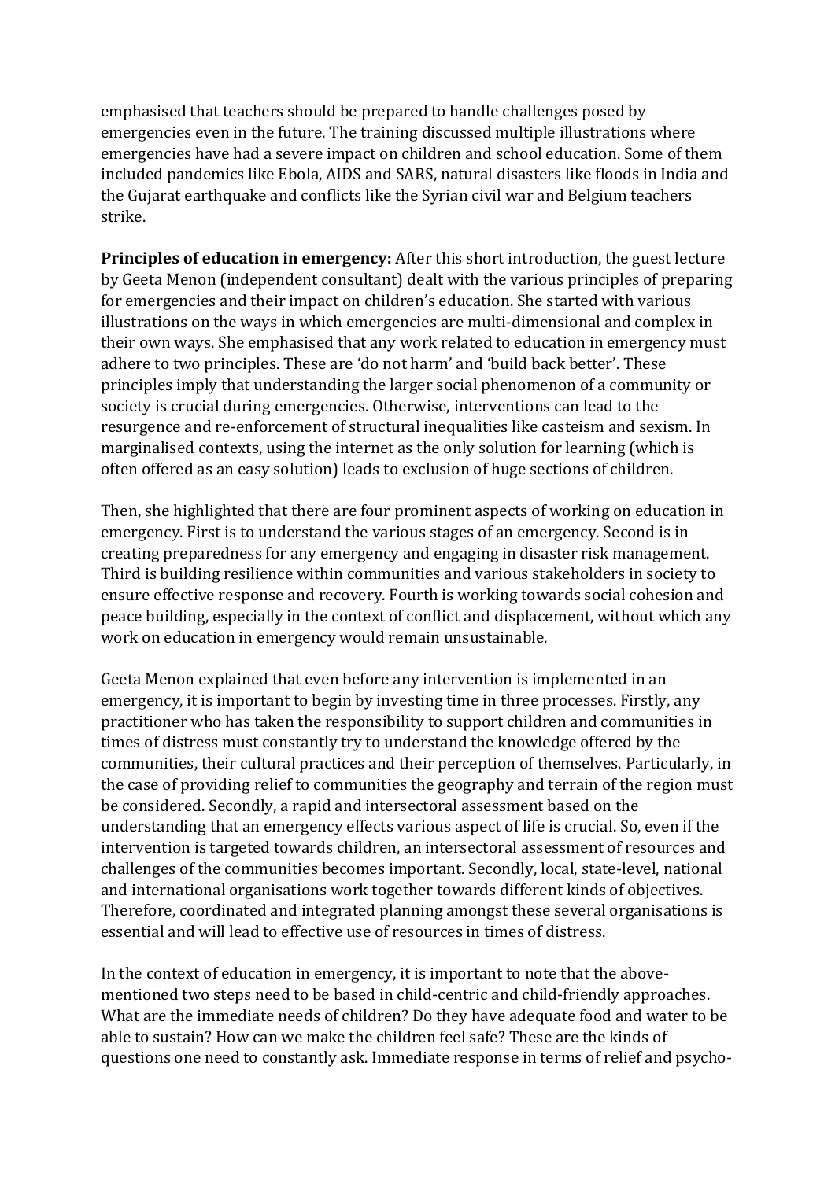emphasised that teachers should be prepared to handle challenges posed by emergencies even in the future. The training discussed multiple illustrations where emergencies have had a severe impact on children and school education. Some of them included pandemics like Ebola, AIDS and SARS, natural disasters like floods in India and the Gujarat earthquake and conflicts like the Syrian civil war and Belgium teachers strike.

**Principles of education in emergency:** After this short introduction, the guest lecture by Geeta Menon (independent consultant) dealt with the various principles of preparing for emergencies and their impact on children's education. She started with various illustrations on the ways in which emergencies are multi-dimensional and complex in their own ways. She emphasised that any work related to education in emergency must adhere to two principles. These are 'do not harm' and 'build back better'. These principles imply that understanding the larger social phenomenon of a community or society is crucial during emergencies. Otherwise, interventions can lead to the resurgence and re-enforcement of structural inequalities like casteism and sexism. In marginalised contexts, using the internet as the only solution for learning (which is often offered as an easy solution) leads to exclusion of huge sections of children.

Then, she highlighted that there are four prominent aspects of working on education in emergency. First is to understand the various stages of an emergency. Second is in creating preparedness for any emergency and engaging in disaster risk management. Third is building resilience within communities and various stakeholders in society to ensure effective response and recovery. Fourth is working towards social cohesion and peace building, especially in the context of conflict and displacement, without which any work on education in emergency would remain unsustainable.

Geeta Menon explained that even before any intervention is implemented in an emergency, it is important to begin by investing time in three processes. Firstly, any practitioner who has taken the responsibility to support children and communities in times of distress must constantly try to understand the knowledge offered by the communities, their cultural practices and their perception of themselves. Particularly, in the case of providing relief to communities the geography and terrain of the region must be considered. Secondly, a rapid and intersectoral assessment based on the understanding that an emergency effects various aspect of life is crucial. So, even if the intervention is targeted towards children, an intersectoral assessment of resources and challenges of the communities becomes important. Secondly, local, state-level, national and international organisations work together towards different kinds of objectives. Therefore, coordinated and integrated planning amongst these several organisations is essential and will lead to effective use of resources in times of distress.

In the context of education in emergency, it is important to note that the above-mentioned two steps need to be based in child-centric and child-friendly approaches. What are the immediate needs of children? Do they have adequate food and water to be able to sustain? How can we make the children feel safe? These are the kinds of questions one need to constantly ask. Immediate response in terms of relief and psycho-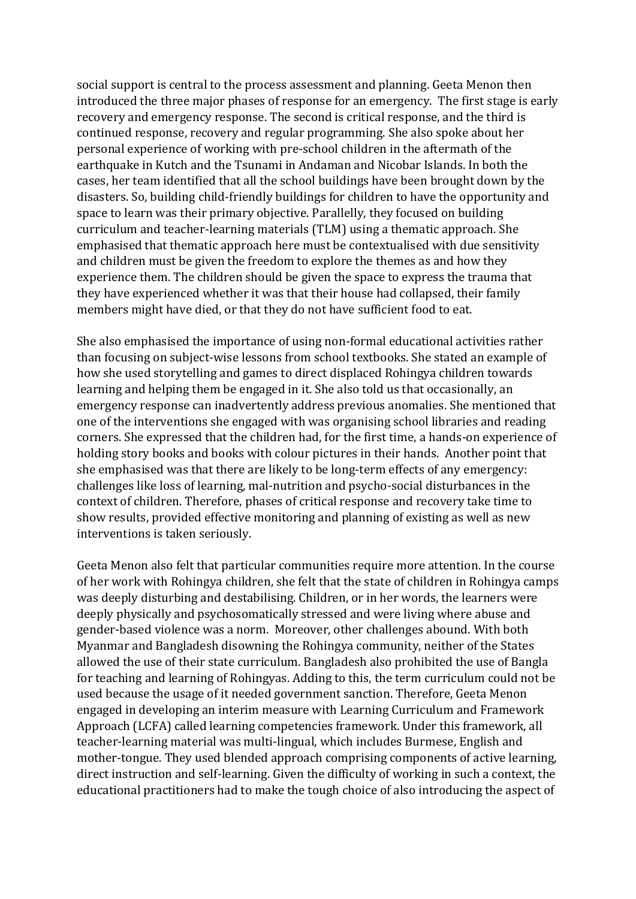social support is central to the process assessment and planning. Geeta Menon then introduced the three major phases of response for an emergency. The first stage is early recovery and emergency response. The second is critical response, and the third is continued response, recovery and regular programming. She also spoke about her personal experience of working with pre-school children in the aftermath of the earthquake in Kutch and the Tsunami in Andaman and Nicobar Islands. In both the cases, her team identified that all the school buildings have been brought down by the disasters. So, building child-friendly buildings for children to have the opportunity and space to learn was their primary objective. Parallelly, they focused on building curriculum and teacher-learning materials (TLM) using a thematic approach. She emphasised that thematic approach here must be contextualised with due sensitivity and children must be given the freedom to explore the themes as and how they experience them. The children should be given the space to express the trauma that they have experienced whether it was that their house had collapsed, their family members might have died, or that they do not have sufficient food to eat.

She also emphasised the importance of using non-formal educational activities rather than focusing on subject-wise lessons from school textbooks. She stated an example of how she used storytelling and games to direct displaced Rohingya children towards learning and helping them be engaged in it. She also told us that occasionally, an emergency response can inadvertently address previous anomalies. She mentioned that one of the interventions she engaged with was organising school libraries and reading corners. She expressed that the children had, for the first time, a hands-on experience of holding story books and books with colour pictures in their hands. Another point that she emphasised was that there are likely to be long-term effects of any emergency: challenges like loss of learning, mal-nutrition and psycho-social disturbances in the context of children. Therefore, phases of critical response and recovery take time to show results, provided effective monitoring and planning of existing as well as new interventions is taken seriously.

Geeta Menon also felt that particular communities require more attention. In the course of her work with Rohingya children, she felt that the state of children in Rohingya camps was deeply disturbing and destabilising. Children, or in her words, the learners were deeply physically and psychosomatically stressed and were living where abuse and gender-based violence was a norm. Moreover, other challenges abound. With both Myanmar and Bangladesh disowning the Rohingya community, neither of the States allowed the use of their state curriculum. Bangladesh also prohibited the use of Bangla for teaching and learning of Rohingyas. Adding to this, the term curriculum could not be used because the usage of it needed government sanction. Therefore, Geeta Menon engaged in developing an interim measure with Learning Curriculum and Framework Approach (LCFA) called learning competencies framework. Under this framework, all teacher-learning material was multi-lingual, which includes Burmese, English and mother-tongue. They used blended approach comprising components of active learning, direct instruction and self-learning. Given the difficulty of working in such a context, the educational practitioners had to make the tough choice of also introducing the aspect of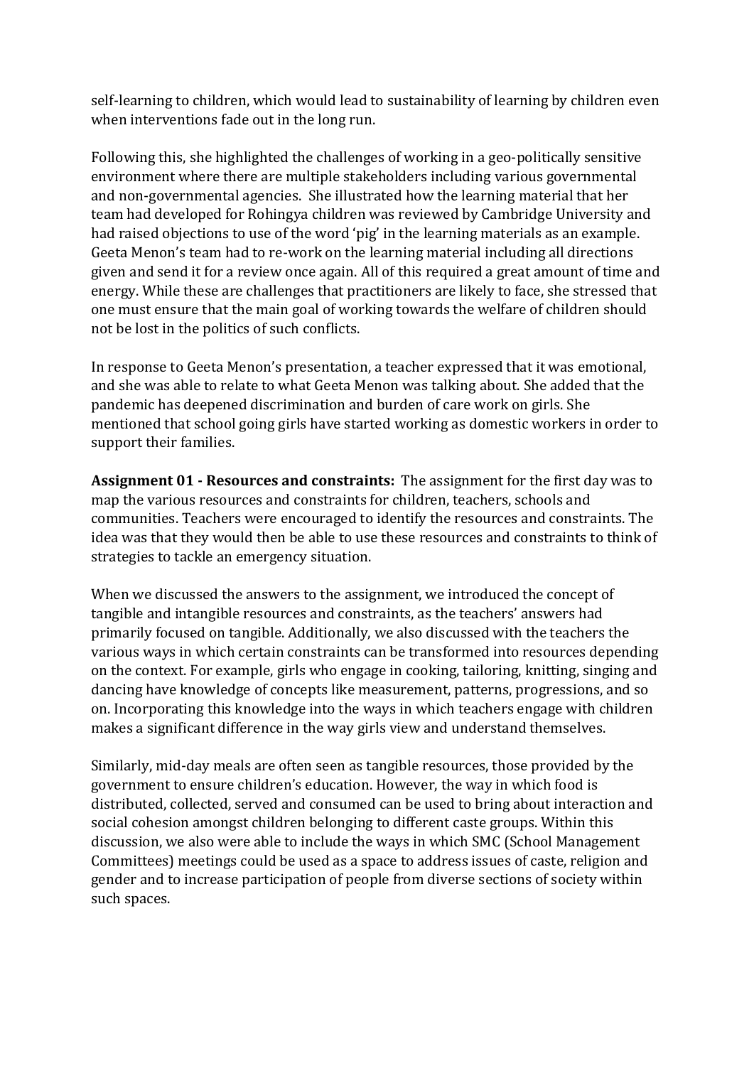self-learning to children, which would lead to sustainability of learning by children even when interventions fade out in the long run.

Following this, she highlighted the challenges of working in a geo-politically sensitive environment where there are multiple stakeholders including various governmental and non-governmental agencies. She illustrated how the learning material that her team had developed for Rohingya children was reviewed by Cambridge University and had raised objections to use of the word 'pig' in the learning materials as an example. Geeta Menon's team had to re-work on the learning material including all directions given and send it for a review once again. All of this required a great amount of time and energy. While these are challenges that practitioners are likely to face, she stressed that one must ensure that the main goal of working towards the welfare of children should not be lost in the politics of such conflicts.

In response to Geeta Menon's presentation, a teacher expressed that it was emotional, and she was able to relate to what Geeta Menon was talking about. She added that the pandemic has deepened discrimination and burden of care work on girls. She mentioned that school going girls have started working as domestic workers in order to support their families.

**Assignment 01 - Resources and constraints:** The assignment for the first day was to map the various resources and constraints for children, teachers, schools and communities. Teachers were encouraged to identify the resources and constraints. The idea was that they would then be able to use these resources and constraints to think of strategies to tackle an emergency situation.

When we discussed the answers to the assignment, we introduced the concept of tangible and intangible resources and constraints, as the teachers' answers had primarily focused on tangible. Additionally, we also discussed with the teachers the various ways in which certain constraints can be transformed into resources depending on the context. For example, girls who engage in cooking, tailoring, knitting, singing and dancing have knowledge of concepts like measurement, patterns, progressions, and so on. Incorporating this knowledge into the ways in which teachers engage with children makes a significant difference in the way girls view and understand themselves.

Similarly, mid-day meals are often seen as tangible resources, those provided by the government to ensure children's education. However, the way in which food is distributed, collected, served and consumed can be used to bring about interaction and social cohesion amongst children belonging to different caste groups. Within this discussion, we also were able to include the ways in which SMC (School Management Committees) meetings could be used as a space to address issues of caste, religion and gender and to increase participation of people from diverse sections of society within such spaces.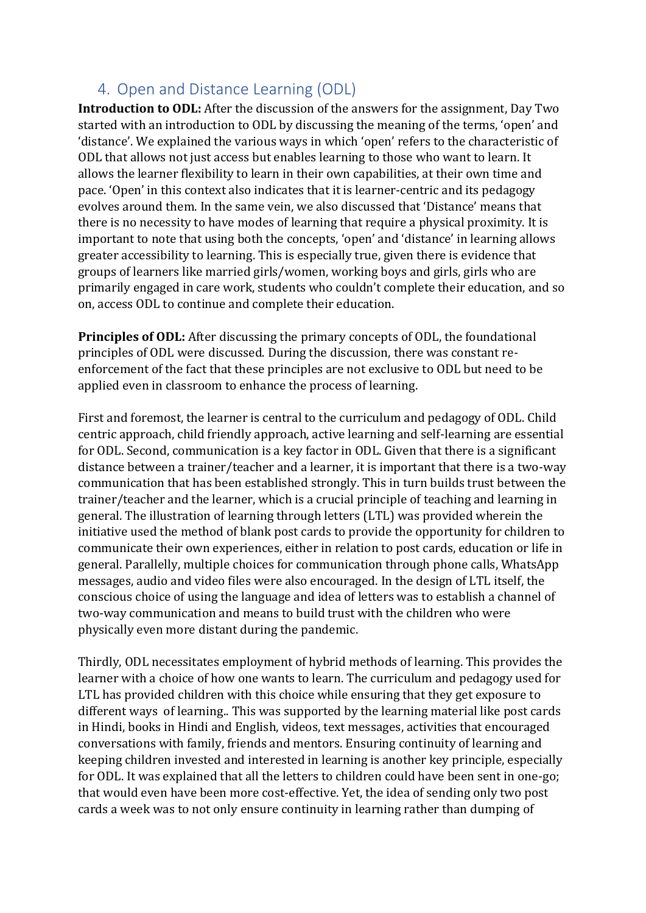## 4. Open and Distance Learning (ODL)

**Introduction to ODL:** After the discussion of the answers for the assignment, Day Two started with an introduction to ODL by discussing the meaning of the terms, 'open' and 'distance'. We explained the various ways in which 'open' refers to the characteristic of ODL that allows not just access but enables learning to those who want to learn. It allows the learner flexibility to learn in their own capabilities, at their own time and pace. 'Open' in this context also indicates that it is learner-centric and its pedagogy evolves around them. In the same vein, we also discussed that 'Distance' means that there is no necessity to have modes of learning that require a physical proximity. It is important to note that using both the concepts, 'open' and 'distance' in learning allows greater accessibility to learning. This is especially true, given there is evidence that groups of learners like married girls/women, working boys and girls, girls who are primarily engaged in care work, students who couldn't complete their education, and so on, access ODL to continue and complete their education.

**Principles of ODL:** After discussing the primary concepts of ODL, the foundational principles of ODL were discussed. During the discussion, there was constant re-enforcement of the fact that these principles are not exclusive to ODL but need to be applied even in classroom to enhance the process of learning.

First and foremost, the learner is central to the curriculum and pedagogy of ODL. Child centric approach, child friendly approach, active learning and self-learning are essential for ODL. Second, communication is a key factor in ODL. Given that there is a significant distance between a trainer/teacher and a learner, it is important that there is a two-way communication that has been established strongly. This in turn builds trust between the trainer/teacher and the learner, which is a crucial principle of teaching and learning in general. The illustration of learning through letters (LTL) was provided wherein the initiative used the method of blank post cards to provide the opportunity for children to communicate their own experiences, either in relation to post cards, education or life in general. Parallelly, multiple choices for communication through phone calls, WhatsApp messages, audio and video files were also encouraged. In the design of LTL itself, the conscious choice of using the language and idea of letters was to establish a channel of two-way communication and means to build trust with the children who were physically even more distant during the pandemic.

Thirdly, ODL necessitates employment of hybrid methods of learning. This provides the learner with a choice of how one wants to learn. The curriculum and pedagogy used for LTL has provided children with this choice while ensuring that they get exposure to different ways of learning.. This was supported by the learning material like post cards in Hindi, books in Hindi and English, videos, text messages, activities that encouraged conversations with family, friends and mentors. Ensuring continuity of learning and keeping children invested and interested in learning is another key principle, especially for ODL. It was explained that all the letters to children could have been sent in one-go; that would even have been more cost-effective. Yet, the idea of sending only two post cards a week was to not only ensure continuity in learning rather than dumping of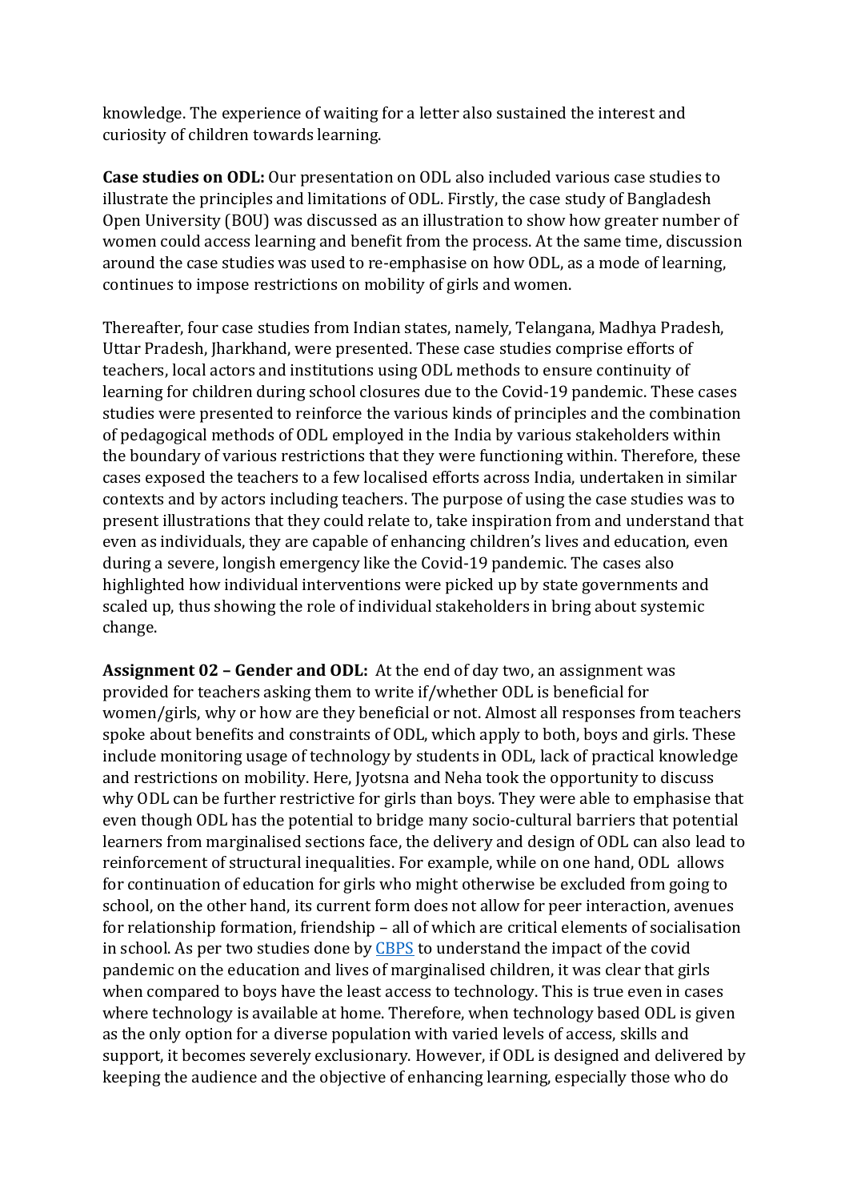knowledge. The experience of waiting for a letter also sustained the interest and curiosity of children towards learning.

**Case studies on ODL:** Our presentation on ODL also included various case studies to illustrate the principles and limitations of ODL. Firstly, the case study of Bangladesh Open University (BOU) was discussed as an illustration to show how greater number of women could access learning and benefit from the process. At the same time, discussion around the case studies was used to re-emphasise on how ODL, as a mode of learning, continues to impose restrictions on mobility of girls and women.

Thereafter, four case studies from Indian states, namely, Telangana, Madhya Pradesh, Uttar Pradesh, Jharkhand, were presented. These case studies comprise efforts of teachers, local actors and institutions using ODL methods to ensure continuity of learning for children during school closures due to the Covid-19 pandemic. These cases studies were presented to reinforce the various kinds of principles and the combination of pedagogical methods of ODL employed in the India by various stakeholders within the boundary of various restrictions that they were functioning within. Therefore, these cases exposed the teachers to a few localised efforts across India, undertaken in similar contexts and by actors including teachers. The purpose of using the case studies was to present illustrations that they could relate to, take inspiration from and understand that even as individuals, they are capable of enhancing children's lives and education, even during a severe, longish emergency like the Covid-19 pandemic. The cases also highlighted how individual interventions were picked up by state governments and scaled up, thus showing the role of individual stakeholders in bring about systemic change.

**Assignment 02 – Gender and ODL:** At the end of day two, an assignment was provided for teachers asking them to write if/whether ODL is beneficial for women/girls, why or how are they beneficial or not. Almost all responses from teachers spoke about benefits and constraints of ODL, which apply to both, boys and girls. These include monitoring usage of technology by students in ODL, lack of practical knowledge and restrictions on mobility. Here, Jyotsna and Neha took the opportunity to discuss why ODL can be further restrictive for girls than boys. They were able to emphasise that even though ODL has the potential to bridge many socio-cultural barriers that potential learners from marginalised sections face, the delivery and design of ODL can also lead to reinforcement of structural inequalities. For example, while on one hand, ODL allows for continuation of education for girls who might otherwise be excluded from going to school, on the other hand, its current form does not allow for peer interaction, avenues for relationship formation, friendship – all of which are critical elements of socialisation in school. As per two studies done by CBPS to understand the impact of the covid pandemic on the education and lives of marginalised children, it was clear that girls when compared to boys have the least access to technology. This is true even in cases where technology is available at home. Therefore, when technology based ODL is given as the only option for a diverse population with varied levels of access, skills and support, it becomes severely exclusionary. However, if ODL is designed and delivered by keeping the audience and the objective of enhancing learning, especially those who do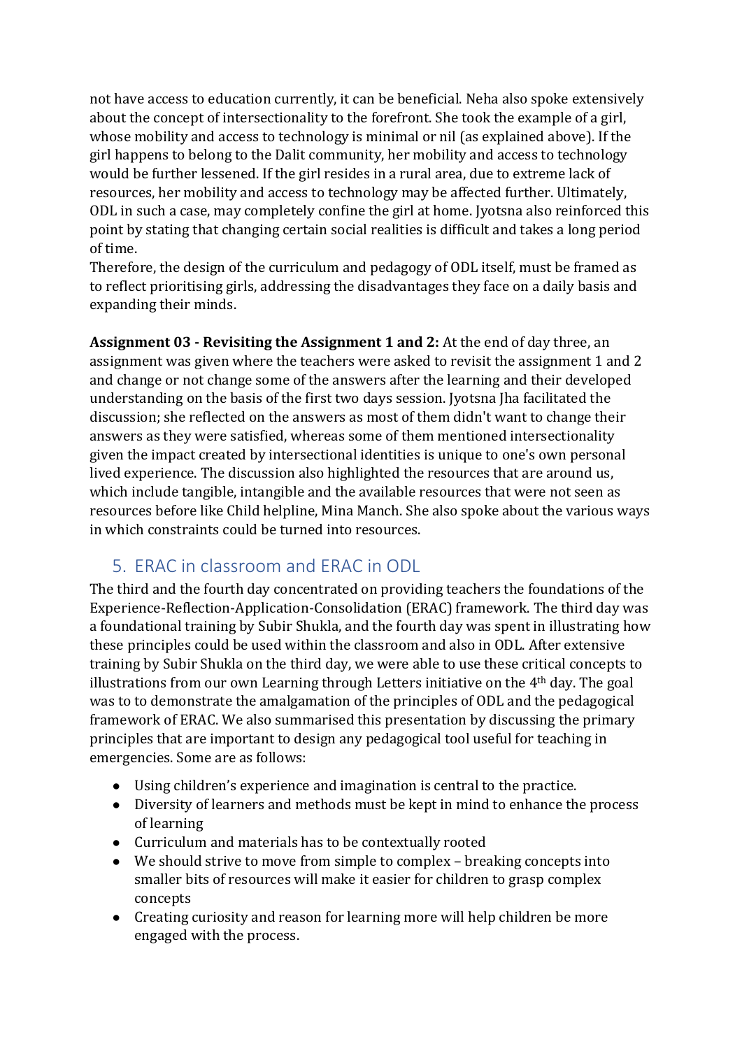not have access to education currently, it can be beneficial. Neha also spoke extensively about the concept of intersectionality to the forefront. She took the example of a girl, whose mobility and access to technology is minimal or nil (as explained above). If the girl happens to belong to the Dalit community, her mobility and access to technology would be further lessened. If the girl resides in a rural area, due to extreme lack of resources, her mobility and access to technology may be affected further. Ultimately, ODL in such a case, may completely confine the girl at home. Jyotsna also reinforced this point by stating that changing certain social realities is difficult and takes a long period of time.

Therefore, the design of the curriculum and pedagogy of ODL itself, must be framed as to reflect prioritising girls, addressing the disadvantages they face on a daily basis and expanding their minds.

**Assignment 03 - Revisiting the Assignment 1 and 2:** At the end of day three, an assignment was given where the teachers were asked to revisit the assignment 1 and 2 and change or not change some of the answers after the learning and their developed understanding on the basis of the first two days session. Jyotsna Jha facilitated the discussion; she reflected on the answers as most of them didn't want to change their answers as they were satisfied, whereas some of them mentioned intersectionality given the impact created by intersectional identities is unique to one's own personal lived experience. The discussion also highlighted the resources that are around us, which include tangible, intangible and the available resources that were not seen as resources before like Child helpline, Mina Manch. She also spoke about the various ways in which constraints could be turned into resources.

## 5. ERAC in classroom and ERAC in ODL

The third and the fourth day concentrated on providing teachers the foundations of the Experience-Reflection-Application-Consolidation (ERAC) framework. The third day was a foundational training by Subir Shukla, and the fourth day was spent in illustrating how these principles could be used within the classroom and also in ODL. After extensive training by Subir Shukla on the third day, we were able to use these critical concepts to illustrations from our own Learning through Letters initiative on the 4th day. The goal was to to demonstrate the amalgamation of the principles of ODL and the pedagogical framework of ERAC. We also summarised this presentation by discussing the primary principles that are important to design any pedagogical tool useful for teaching in emergencies. Some are as follows:

- Using children's experience and imagination is central to the practice.
- Diversity of learners and methods must be kept in mind to enhance the process of learning
- Curriculum and materials has to be contextually rooted
- We should strive to move from simple to complex – breaking concepts into smaller bits of resources will make it easier for children to grasp complex concepts
- Creating curiosity and reason for learning more will help children be more engaged with the process.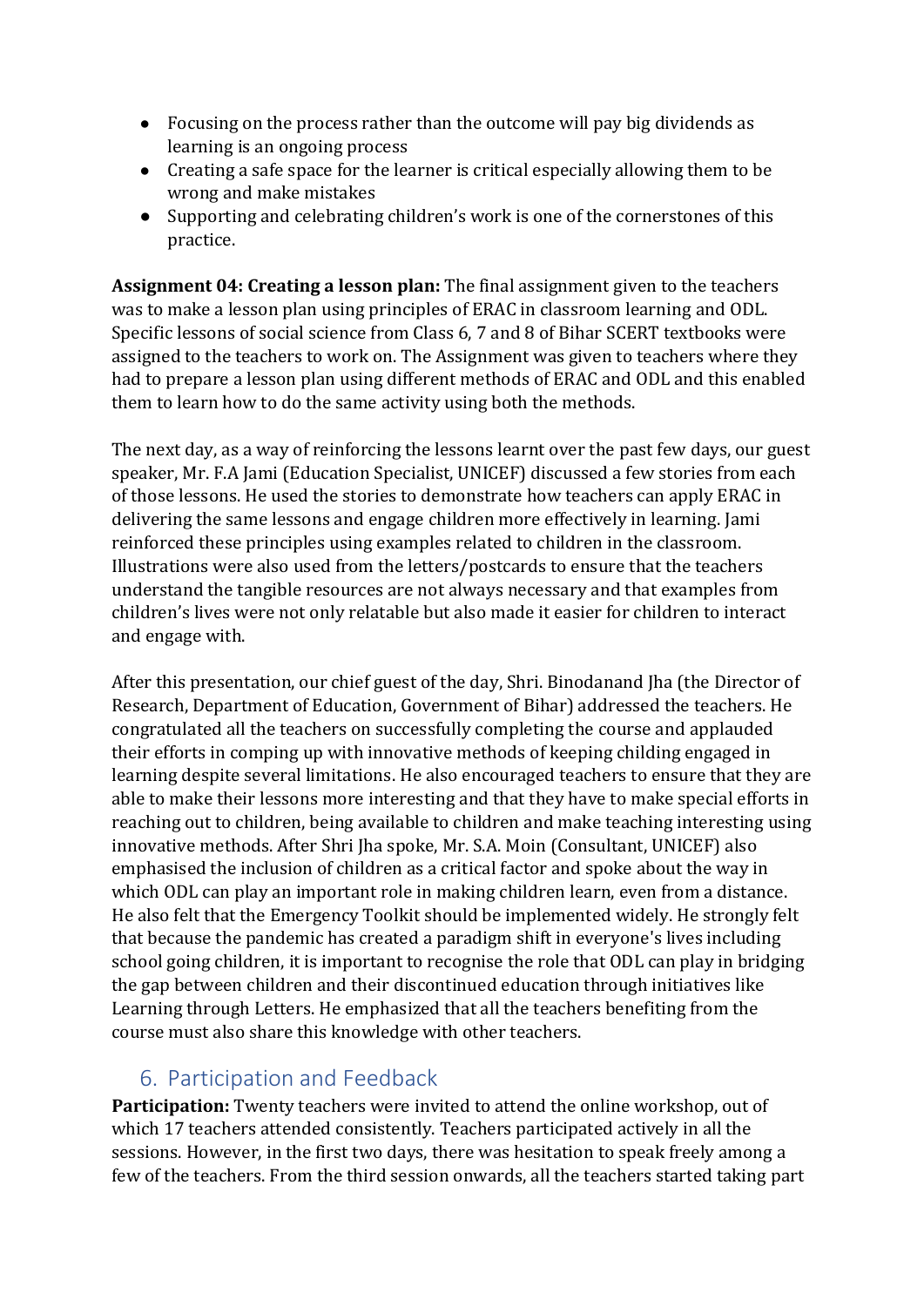- Focusing on the process rather than the outcome will pay big dividends as learning is an ongoing process
- Creating a safe space for the learner is critical especially allowing them to be wrong and make mistakes
- Supporting and celebrating children's work is one of the cornerstones of this practice.

**Assignment 04: Creating a lesson plan:** The final assignment given to the teachers was to make a lesson plan using principles of ERAC in classroom learning and ODL. Specific lessons of social science from Class 6, 7 and 8 of Bihar SCERT textbooks were assigned to the teachers to work on. The Assignment was given to teachers where they had to prepare a lesson plan using different methods of ERAC and ODL and this enabled them to learn how to do the same activity using both the methods.

The next day, as a way of reinforcing the lessons learnt over the past few days, our guest speaker, Mr. F.A Jami (Education Specialist, UNICEF) discussed a few stories from each of those lessons. He used the stories to demonstrate how teachers can apply ERAC in delivering the same lessons and engage children more effectively in learning. Jami reinforced these principles using examples related to children in the classroom. Illustrations were also used from the letters/postcards to ensure that the teachers understand the tangible resources are not always necessary and that examples from children's lives were not only relatable but also made it easier for children to interact and engage with.

After this presentation, our chief guest of the day, Shri. Binodanand Jha (the Director of Research, Department of Education, Government of Bihar) addressed the teachers. He congratulated all the teachers on successfully completing the course and applauded their efforts in comping up with innovative methods of keeping childing engaged in learning despite several limitations. He also encouraged teachers to ensure that they are able to make their lessons more interesting and that they have to make special efforts in reaching out to children, being available to children and make teaching interesting using innovative methods. After Shri Jha spoke, Mr. S.A. Moin (Consultant, UNICEF) also emphasised the inclusion of children as a critical factor and spoke about the way in which ODL can play an important role in making children learn, even from a distance. He also felt that the Emergency Toolkit should be implemented widely. He strongly felt that because the pandemic has created a paradigm shift in everyone's lives including school going children, it is important to recognise the role that ODL can play in bridging the gap between children and their discontinued education through initiatives like Learning through Letters. He emphasized that all the teachers benefiting from the course must also share this knowledge with other teachers.

## 6. Participation and Feedback

**Participation:** Twenty teachers were invited to attend the online workshop, out of which 17 teachers attended consistently. Teachers participated actively in all the sessions. However, in the first two days, there was hesitation to speak freely among a few of the teachers. From the third session onwards, all the teachers started taking part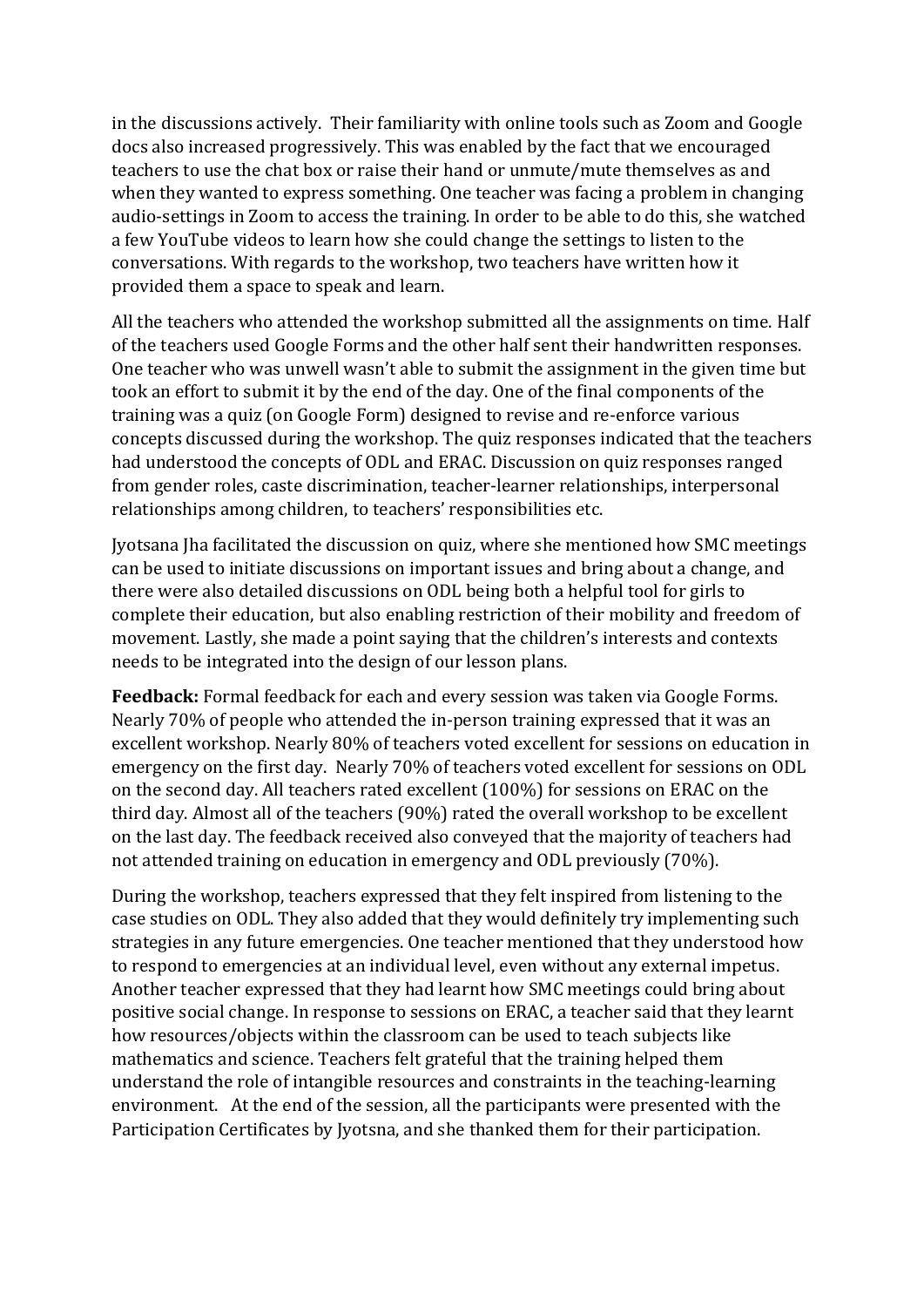in the discussions actively. Their familiarity with online tools such as Zoom and Google docs also increased progressively. This was enabled by the fact that we encouraged teachers to use the chat box or raise their hand or unmute/mute themselves as and when they wanted to express something. One teacher was facing a problem in changing audio-settings in Zoom to access the training. In order to be able to do this, she watched a few YouTube videos to learn how she could change the settings to listen to the conversations. With regards to the workshop, two teachers have written how it provided them a space to speak and learn.

All the teachers who attended the workshop submitted all the assignments on time. Half of the teachers used Google Forms and the other half sent their handwritten responses. One teacher who was unwell wasn't able to submit the assignment in the given time but took an effort to submit it by the end of the day. One of the final components of the training was a quiz (on Google Form) designed to revise and re-enforce various concepts discussed during the workshop. The quiz responses indicated that the teachers had understood the concepts of ODL and ERAC. Discussion on quiz responses ranged from gender roles, caste discrimination, teacher-learner relationships, interpersonal relationships among children, to teachers' responsibilities etc.

Jyotsana Jha facilitated the discussion on quiz, where she mentioned how SMC meetings can be used to initiate discussions on important issues and bring about a change, and there were also detailed discussions on ODL being both a helpful tool for girls to complete their education, but also enabling restriction of their mobility and freedom of movement. Lastly, she made a point saying that the children's interests and contexts needs to be integrated into the design of our lesson plans.

**Feedback:** Formal feedback for each and every session was taken via Google Forms. Nearly 70% of people who attended the in-person training expressed that it was an excellent workshop. Nearly 80% of teachers voted excellent for sessions on education in emergency on the first day. Nearly 70% of teachers voted excellent for sessions on ODL on the second day. All teachers rated excellent (100%) for sessions on ERAC on the third day. Almost all of the teachers (90%) rated the overall workshop to be excellent on the last day. The feedback received also conveyed that the majority of teachers had not attended training on education in emergency and ODL previously (70%).

During the workshop, teachers expressed that they felt inspired from listening to the case studies on ODL. They also added that they would definitely try implementing such strategies in any future emergencies. One teacher mentioned that they understood how to respond to emergencies at an individual level, even without any external impetus. Another teacher expressed that they had learnt how SMC meetings could bring about positive social change. In response to sessions on ERAC, a teacher said that they learnt how resources/objects within the classroom can be used to teach subjects like mathematics and science. Teachers felt grateful that the training helped them understand the role of intangible resources and constraints in the teaching-learning environment. At the end of the session, all the participants were presented with the Participation Certificates by Jyotsna, and she thanked them for their participation.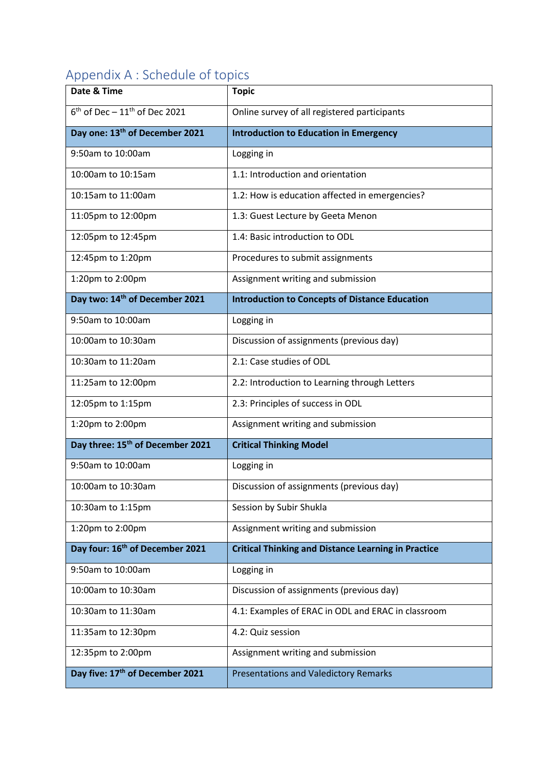## Appendix A : Schedule of topics

| Date & Time | Topic |
|---|---|
| 6th of Dec – 11th of Dec 2021 | Online survey of all registered participants |
| **Day one: 13th of December 2021** | **Introduction to Education in Emergency** |
| 9:50am to 10:00am | Logging in |
| 10:00am to 10:15am | 1.1: Introduction and orientation |
| 10:15am to 11:00am | 1.2: How is education affected in emergencies? |
| 11:05pm to 12:00pm | 1.3: Guest Lecture by Geeta Menon |
| 12:05pm to 12:45pm | 1.4: Basic introduction to ODL |
| 12:45pm to 1:20pm | Procedures to submit assignments |
| 1:20pm to 2:00pm | Assignment writing and submission |
| **Day two: 14th of December 2021** | **Introduction to Concepts of Distance Education** |
| 9:50am to 10:00am | Logging in |
| 10:00am to 10:30am | Discussion of assignments (previous day) |
| 10:30am to 11:20am | 2.1: Case studies of ODL |
| 11:25am to 12:00pm | 2.2: Introduction to Learning through Letters |
| 12:05pm to 1:15pm | 2.3: Principles of success in ODL |
| 1:20pm to 2:00pm | Assignment writing and submission |
| **Day three: 15th of December 2021** | **Critical Thinking Model** |
| 9:50am to 10:00am | Logging in |
| 10:00am to 10:30am | Discussion of assignments (previous day) |
| 10:30am to 1:15pm | Session by Subir Shukla |
| 1:20pm to 2:00pm | Assignment writing and submission |
| **Day four: 16th of December 2021** | **Critical Thinking and Distance Learning in Practice** |
| 9:50am to 10:00am | Logging in |
| 10:00am to 10:30am | Discussion of assignments (previous day) |
| 10:30am to 11:30am | 4.1: Examples of ERAC in ODL and ERAC in classroom |
| 11:35am to 12:30pm | 4.2: Quiz session |
| 12:35pm to 2:00pm | Assignment writing and submission |
| **Day five: 17th of December 2021** | Presentations and Valedictory Remarks |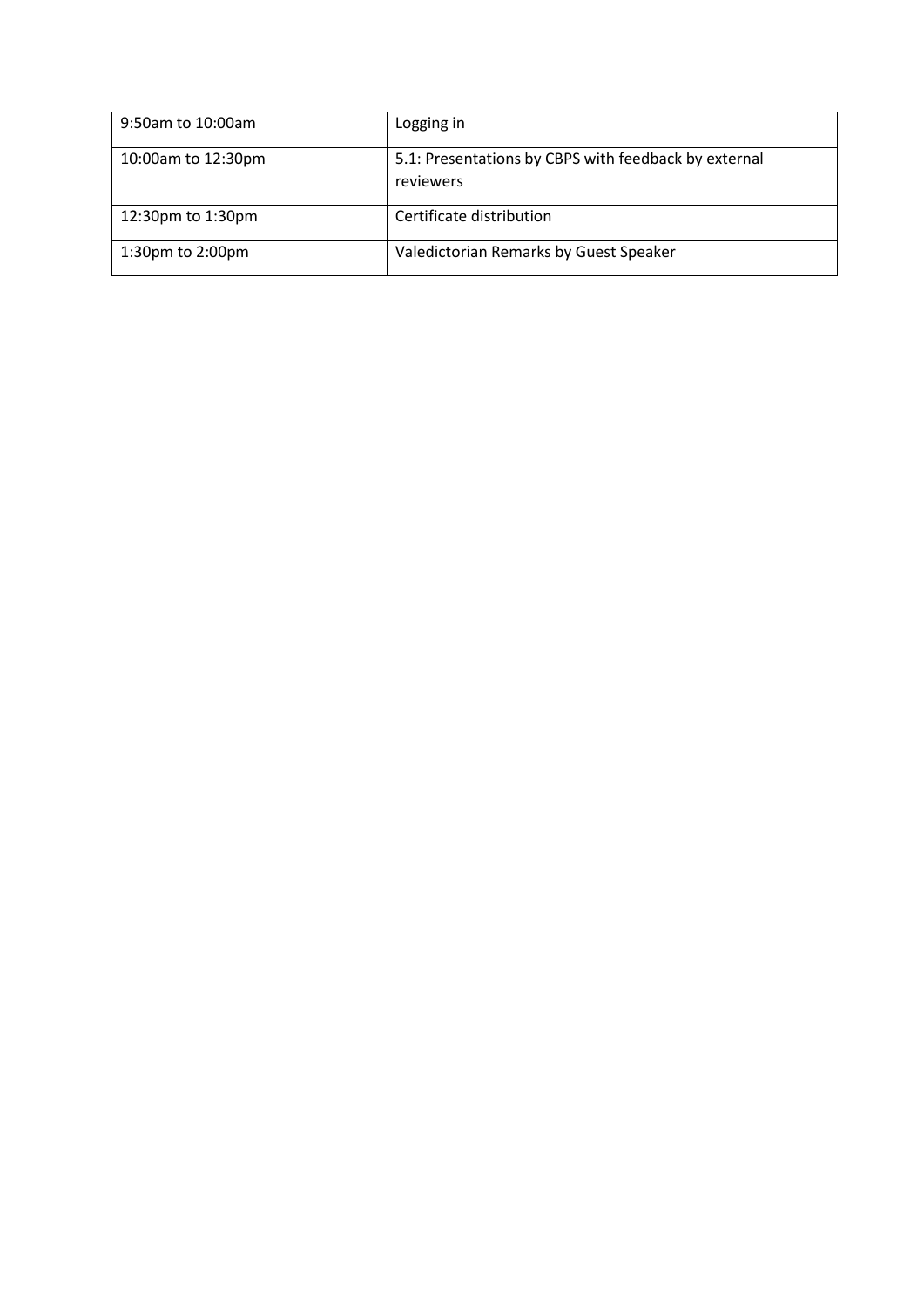| | |
|---|---|
| 9:50am to 10:00am | Logging in |
| 10:00am to 12:30pm | 5.1: Presentations by CBPS with feedback by external reviewers |
| 12:30pm to 1:30pm | Certificate distribution |
| 1:30pm to 2:00pm | Valedictorian Remarks by Guest Speaker |